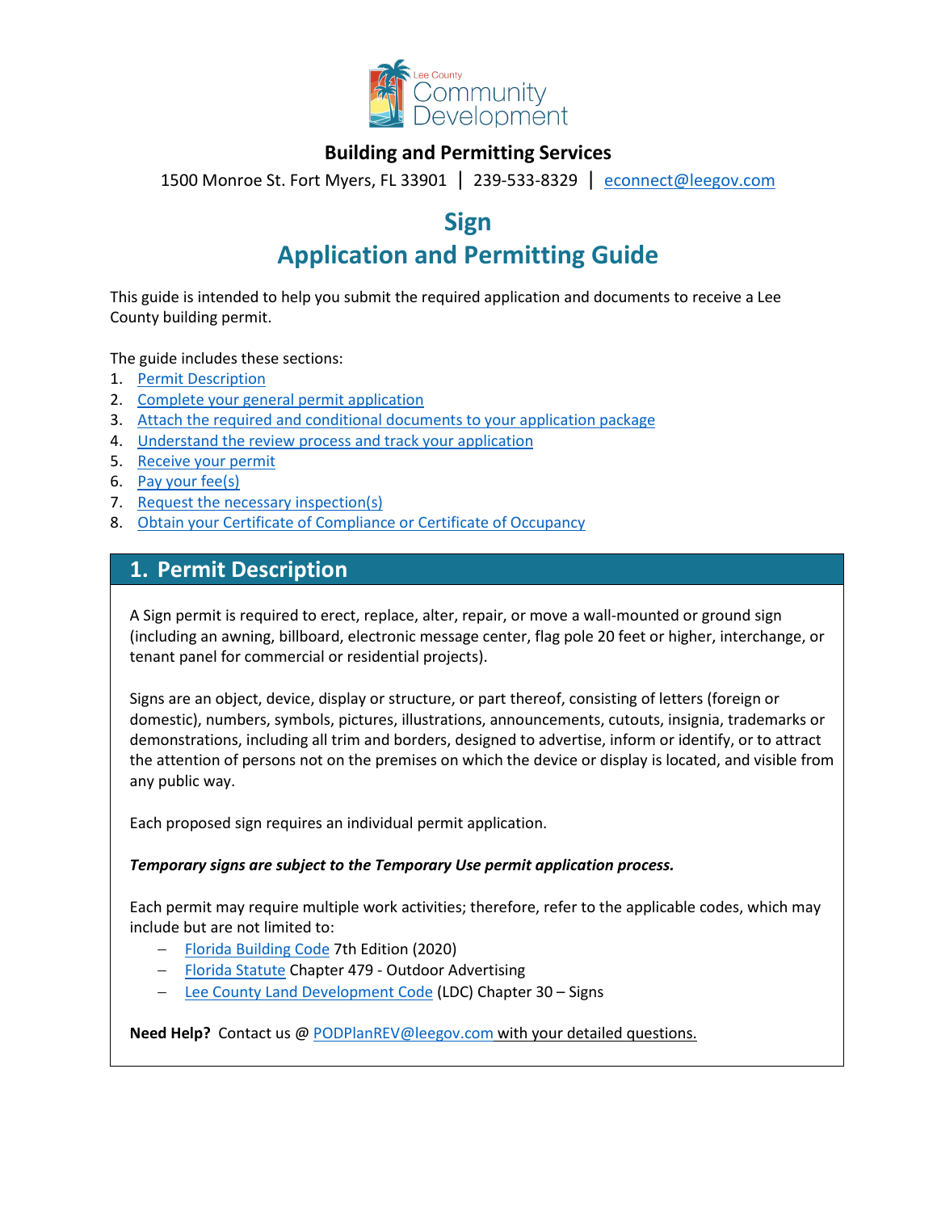Lee County Community Development

**Building and Permitting Services**

1500 Monroe St. Fort Myers, FL 33901 | 239-533-8329 | [econnect@leegov.com](mailto:econnect@leegov.com)

# Sign
# Application and Permitting Guide

This guide is intended to help you submit the required application and documents to receive a Lee County building permit.

The guide includes these sections:

1. [Permit Description](#)
2. [Complete your general permit application](#)
3. [Attach the required and conditional documents to your application package](#)
4. [Understand the review process and track your application](#)
5. [Receive your permit](#)
6. [Pay your fee(s)](#)
7. [Request the necessary inspection(s)](#)
8. [Obtain your Certificate of Compliance or Certificate of Occupancy](#)

## 1. Permit Description

A Sign permit is required to erect, replace, alter, repair, or move a wall-mounted or ground sign (including an awning, billboard, electronic message center, flag pole 20 feet or higher, interchange, or tenant panel for commercial or residential projects).

Signs are an object, device, display or structure, or part thereof, consisting of letters (foreign or domestic), numbers, symbols, pictures, illustrations, announcements, cutouts, insignia, trademarks or demonstrations, including all trim and borders, designed to advertise, inform or identify, or to attract the attention of persons not on the premises on which the device or display is located, and visible from any public way.

Each proposed sign requires an individual permit application.

***Temporary signs are subject to the Temporary Use permit application process.***

Each permit may require multiple work activities; therefore, refer to the applicable codes, which may include but are not limited to:

- [Florida Building Code](#) 7th Edition (2020)
- [Florida Statute](#) Chapter 479 - Outdoor Advertising
- [Lee County Land Development Code](#) (LDC) Chapter 30 – Signs

**Need Help?** Contact us @ [PODPlanREV@leegov.com](mailto:PODPlanREV@leegov.com) with your detailed questions.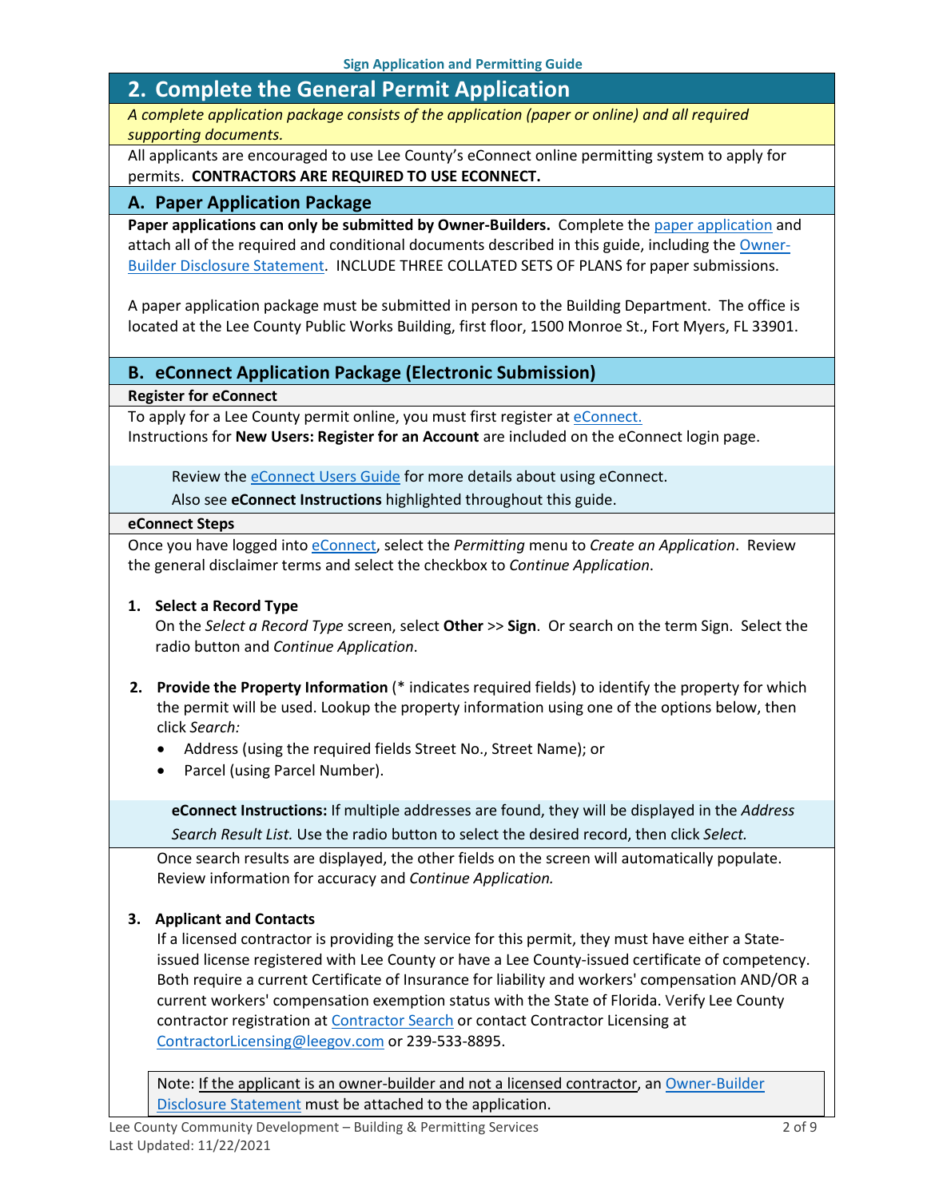## 2. Complete the General Permit Application

*A complete application package consists of the application (paper or online) and all required supporting documents.*

All applicants are encouraged to use Lee County's eConnect online permitting system to apply for permits. **CONTRACTORS ARE REQUIRED TO USE ECONNECT.**

### A. Paper Application Package

**Paper applications can only be submitted by Owner-Builders.** Complete the paper application and attach all of the required and conditional documents described in this guide, including the Owner-Builder Disclosure Statement. INCLUDE THREE COLLATED SETS OF PLANS for paper submissions.

A paper application package must be submitted in person to the Building Department. The office is located at the Lee County Public Works Building, first floor, 1500 Monroe St., Fort Myers, FL 33901.

### B. eConnect Application Package (Electronic Submission)

**Register for eConnect**

To apply for a Lee County permit online, you must first register at eConnect.
Instructions for **New Users: Register for an Account** are included on the eConnect login page.

> Review the eConnect Users Guide for more details about using eConnect.
> Also see **eConnect Instructions** highlighted throughout this guide.

**eConnect Steps**

Once you have logged into eConnect, select the *Permitting* menu to *Create an Application*. Review the general disclaimer terms and select the checkbox to *Continue Application*.

1. **Select a Record Type**
   On the *Select a Record Type* screen, select **Other** >> **Sign**. Or search on the term Sign. Select the radio button and *Continue Application*.

2. **Provide the Property Information** (* indicates required fields) to identify the property for which the permit will be used. Lookup the property information using one of the options below, then click *Search:*
   - Address (using the required fields Street No., Street Name); or
   - Parcel (using Parcel Number).

   > **eConnect Instructions:** If multiple addresses are found, they will be displayed in the *Address Search Result List.* Use the radio button to select the desired record, then click *Select.*

   Once search results are displayed, the other fields on the screen will automatically populate. Review information for accuracy and *Continue Application.*

3. **Applicant and Contacts**
   If a licensed contractor is providing the service for this permit, they must have either a State-issued license registered with Lee County or have a Lee County-issued certificate of competency. Both require a current Certificate of Insurance for liability and workers' compensation AND/OR a current workers' compensation exemption status with the State of Florida. Verify Lee County contractor registration at Contractor Search or contact Contractor Licensing at ContractorLicensing@leegov.com or 239-533-8895.

   > Note: If the applicant is an owner-builder and not a licensed contractor, an Owner-Builder Disclosure Statement must be attached to the application.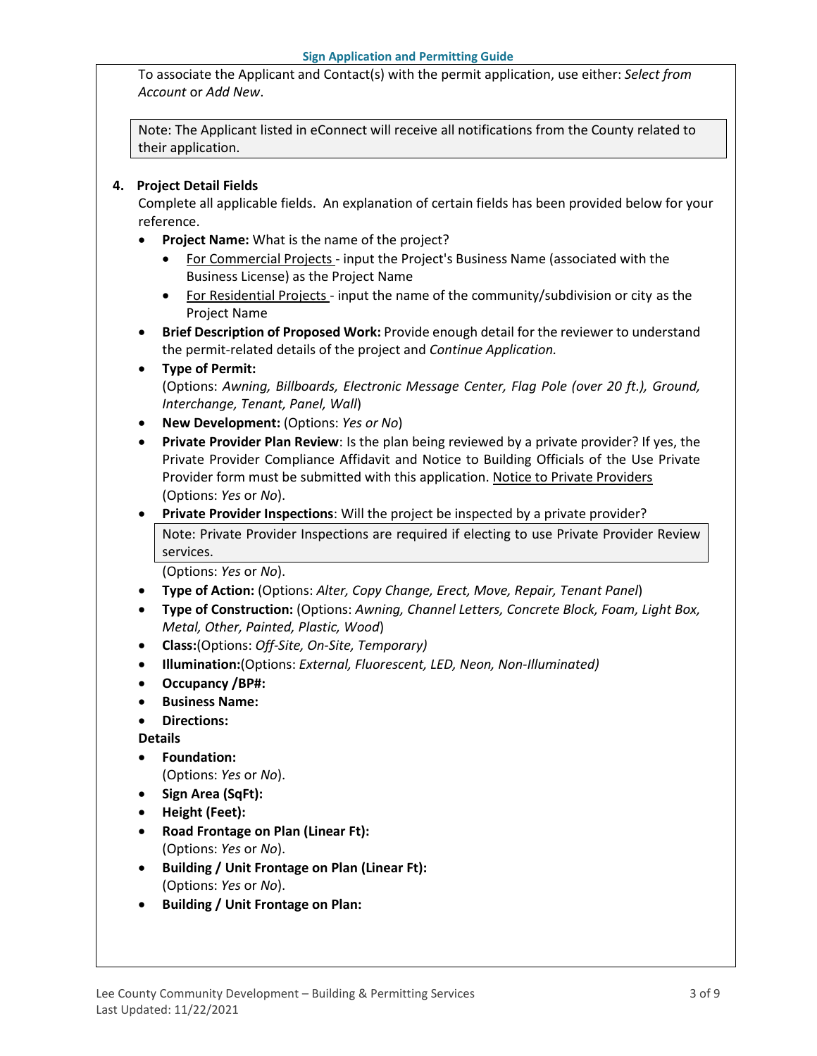To associate the Applicant and Contact(s) with the permit application, use either: *Select from Account* or *Add New*.

> Note: The Applicant listed in eConnect will receive all notifications from the County related to their application.

### 4. Project Detail Fields

Complete all applicable fields. An explanation of certain fields has been provided below for your reference.

- **Project Name:** What is the name of the project?
  - For Commercial Projects - input the Project's Business Name (associated with the Business License) as the Project Name
  - For Residential Projects - input the name of the community/subdivision or city as the Project Name
- **Brief Description of Proposed Work:** Provide enough detail for the reviewer to understand the permit-related details of the project and *Continue Application.*
- **Type of Permit:** (Options: *Awning, Billboards, Electronic Message Center, Flag Pole (over 20 ft.), Ground, Interchange, Tenant, Panel, Wall*)
- **New Development:** (Options: *Yes or No*)
- **Private Provider Plan Review**: Is the plan being reviewed by a private provider? If yes, the Private Provider Compliance Affidavit and Notice to Building Officials of the Use Private Provider form must be submitted with this application. Notice to Private Providers (Options: *Yes* or *No*).
- **Private Provider Inspections**: Will the project be inspected by a private provider?

  > Note: Private Provider Inspections are required if electing to use Private Provider Review services.

  (Options: *Yes* or *No*).
- **Type of Action:** (Options: *Alter, Copy Change, Erect, Move, Repair, Tenant Panel*)
- **Type of Construction:** (Options: *Awning, Channel Letters, Concrete Block, Foam, Light Box, Metal, Other, Painted, Plastic, Wood*)
- **Class:**(Options: *Off-Site, On-Site, Temporary)*
- **Illumination:**(Options: *External, Fluorescent, LED, Neon, Non-Illuminated)*
- **Occupancy /BP#:**
- **Business Name:**
- **Directions:**

**Details**

- **Foundation:** (Options: *Yes* or *No*).
- **Sign Area (SqFt):**
- **Height (Feet):**
- **Road Frontage on Plan (Linear Ft):** (Options: *Yes* or *No*).
- **Building / Unit Frontage on Plan (Linear Ft):** (Options: *Yes* or *No*).
- **Building / Unit Frontage on Plan:**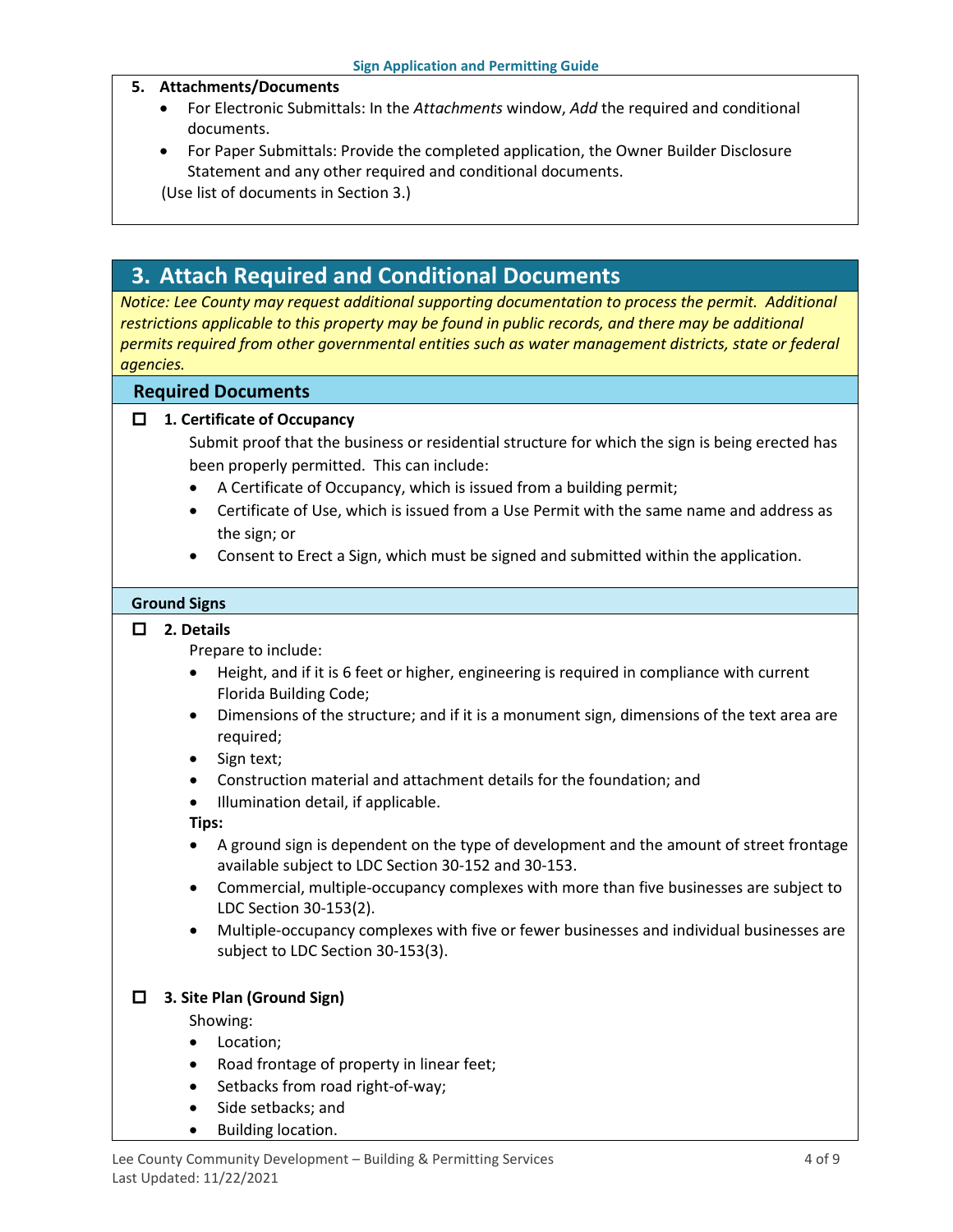**5. Attachments/Documents**

- For Electronic Submittals: In the *Attachments* window, *Add* the required and conditional documents.
- For Paper Submittals: Provide the completed application, the Owner Builder Disclosure Statement and any other required and conditional documents.

(Use list of documents in Section 3.)

## 3. Attach Required and Conditional Documents

*Notice: Lee County may request additional supporting documentation to process the permit. Additional restrictions applicable to this property may be found in public records, and there may be additional permits required from other governmental entities such as water management districts, state or federal agencies.*

### Required Documents

☐ **1. Certificate of Occupancy**

Submit proof that the business or residential structure for which the sign is being erected has been properly permitted. This can include:

- A Certificate of Occupancy, which is issued from a building permit;
- Certificate of Use, which is issued from a Use Permit with the same name and address as the sign; or
- Consent to Erect a Sign, which must be signed and submitted within the application.

#### Ground Signs

☐ **2. Details**

Prepare to include:

- Height, and if it is 6 feet or higher, engineering is required in compliance with current Florida Building Code;
- Dimensions of the structure; and if it is a monument sign, dimensions of the text area are required;
- Sign text;
- Construction material and attachment details for the foundation; and
- Illumination detail, if applicable.

**Tips:**

- A ground sign is dependent on the type of development and the amount of street frontage available subject to LDC Section 30-152 and 30-153.
- Commercial, multiple-occupancy complexes with more than five businesses are subject to LDC Section 30-153(2).
- Multiple-occupancy complexes with five or fewer businesses and individual businesses are subject to LDC Section 30-153(3).

☐ **3. Site Plan (Ground Sign)**

Showing:

- Location;
- Road frontage of property in linear feet;
- Setbacks from road right-of-way;
- Side setbacks; and
- Building location.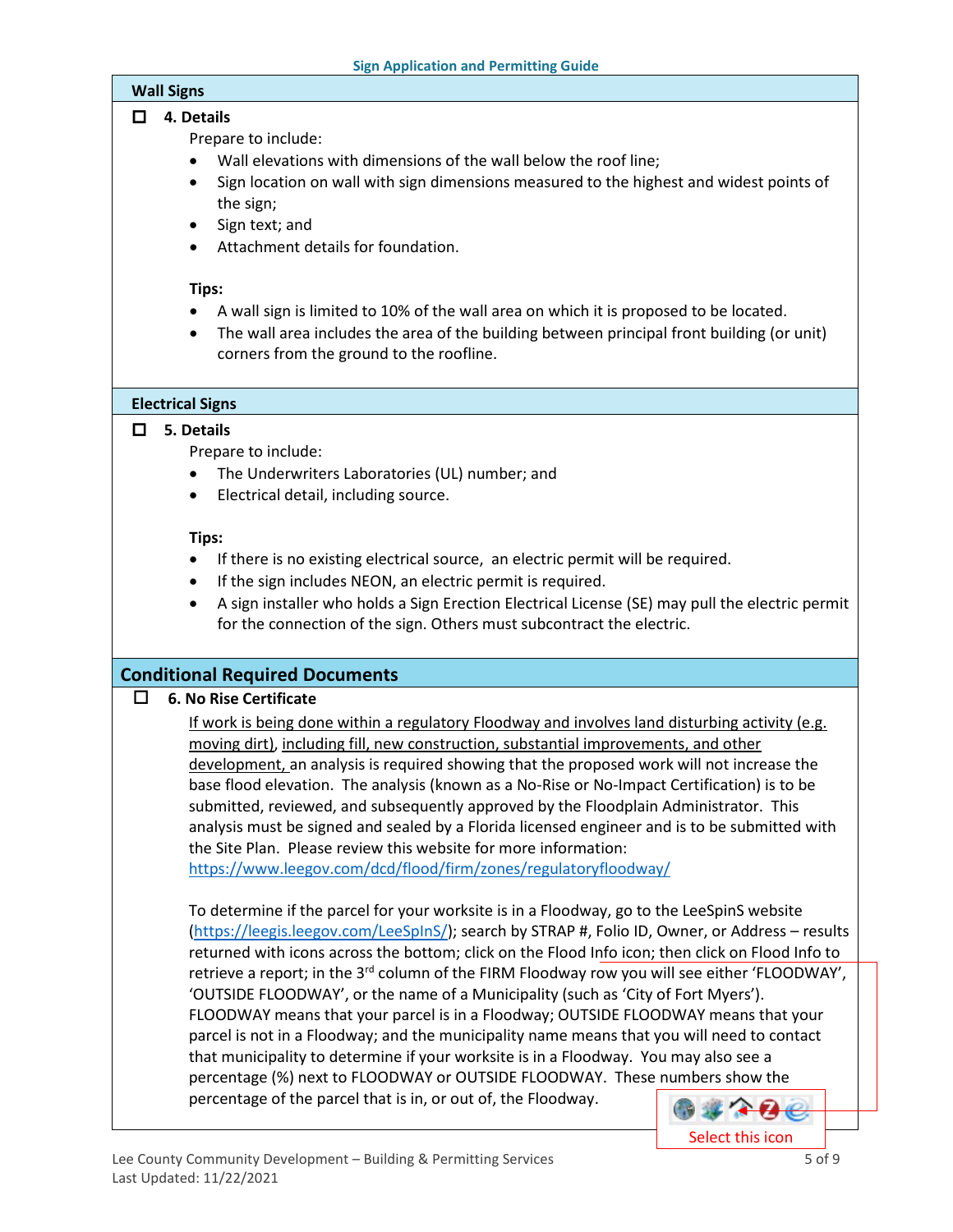## Wall Signs

☐ **4. Details**

Prepare to include:

- Wall elevations with dimensions of the wall below the roof line;
- Sign location on wall with sign dimensions measured to the highest and widest points of the sign;
- Sign text; and
- Attachment details for foundation.

**Tips:**

- A wall sign is limited to 10% of the wall area on which it is proposed to be located.
- The wall area includes the area of the building between principal front building (or unit) corners from the ground to the roofline.

## Electrical Signs

☐ **5. Details**

Prepare to include:

- The Underwriters Laboratories (UL) number; and
- Electrical detail, including source.

**Tips:**

- If there is no existing electrical source, an electric permit will be required.
- If the sign includes NEON, an electric permit is required.
- A sign installer who holds a Sign Erection Electrical License (SE) may pull the electric permit for the connection of the sign. Others must subcontract the electric.

## Conditional Required Documents

☐ **6. No Rise Certificate**

If work is being done within a regulatory Floodway and involves land disturbing activity (e.g. moving dirt), including fill, new construction, substantial improvements, and other development, an analysis is required showing that the proposed work will not increase the base flood elevation. The analysis (known as a No-Rise or No-Impact Certification) is to be submitted, reviewed, and subsequently approved by the Floodplain Administrator. This analysis must be signed and sealed by a Florida licensed engineer and is to be submitted with the Site Plan. Please review this website for more information: https://www.leegov.com/dcd/flood/firm/zones/regulatoryfloodway/

To determine if the parcel for your worksite is in a Floodway, go to the LeeSpinS website (https://leegis.leegov.com/LeeSpInS/); search by STRAP #, Folio ID, Owner, or Address – results returned with icons across the bottom; click on the Flood Info icon; then click on Flood Info to retrieve a report; in the 3rd column of the FIRM Floodway row you will see either 'FLOODWAY', 'OUTSIDE FLOODWAY', or the name of a Municipality (such as 'City of Fort Myers'). FLOODWAY means that your parcel is in a Floodway; OUTSIDE FLOODWAY means that your parcel is not in a Floodway; and the municipality name means that you will need to contact that municipality to determine if your worksite is in a Floodway. You may also see a percentage (%) next to FLOODWAY or OUTSIDE FLOODWAY. These numbers show the percentage of the parcel that is in, or out of, the Floodway.

Select this icon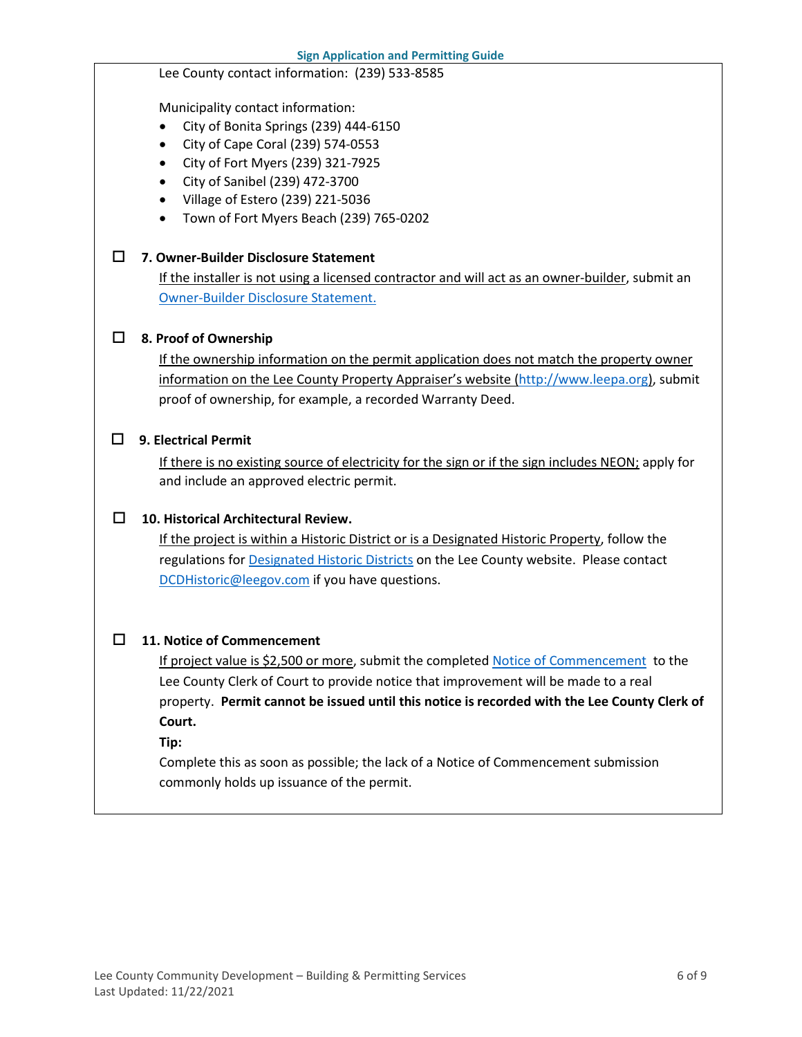Lee County contact information: (239) 533-8585

Municipality contact information:

- City of Bonita Springs (239) 444-6150
- City of Cape Coral (239) 574-0553
- City of Fort Myers (239) 321-7925
- City of Sanibel (239) 472-3700
- Village of Estero (239) 221-5036
- Town of Fort Myers Beach (239) 765-0202

☐ **7. Owner-Builder Disclosure Statement**

If the installer is not using a licensed contractor and will act as an owner-builder, submit an Owner-Builder Disclosure Statement.

☐ **8. Proof of Ownership**

If the ownership information on the permit application does not match the property owner information on the Lee County Property Appraiser's website (http://www.leepa.org), submit proof of ownership, for example, a recorded Warranty Deed.

☐ **9. Electrical Permit**

If there is no existing source of electricity for the sign or if the sign includes NEON; apply for and include an approved electric permit.

☐ **10. Historical Architectural Review.**

If the project is within a Historic District or is a Designated Historic Property, follow the regulations for Designated Historic Districts on the Lee County website. Please contact DCDHistoric@leegov.com if you have questions.

☐ **11. Notice of Commencement**

If project value is $2,500 or more, submit the completed Notice of Commencement to the Lee County Clerk of Court to provide notice that improvement will be made to a real property. **Permit cannot be issued until this notice is recorded with the Lee County Clerk of Court.**

**Tip:**

Complete this as soon as possible; the lack of a Notice of Commencement submission commonly holds up issuance of the permit.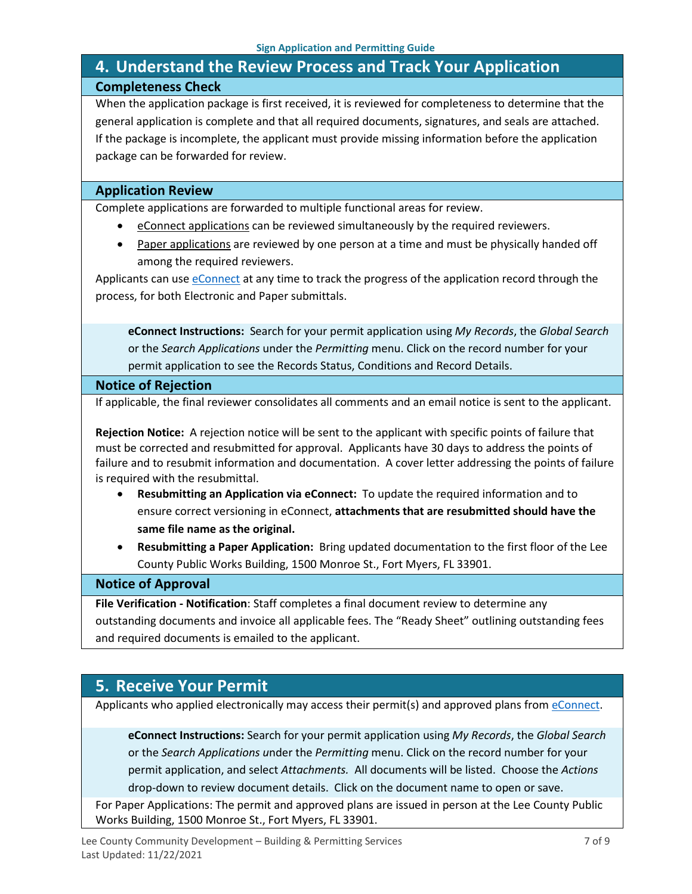## 4. Understand the Review Process and Track Your Application

### Completeness Check

When the application package is first received, it is reviewed for completeness to determine that the general application is complete and that all required documents, signatures, and seals are attached. If the package is incomplete, the applicant must provide missing information before the application package can be forwarded for review.

### Application Review

Complete applications are forwarded to multiple functional areas for review.

- eConnect applications can be reviewed simultaneously by the required reviewers.
- Paper applications are reviewed by one person at a time and must be physically handed off among the required reviewers.

Applicants can use eConnect at any time to track the progress of the application record through the process, for both Electronic and Paper submittals.

> **eConnect Instructions:** Search for your permit application using *My Records*, the *Global Search* or the *Search Applications* under the *Permitting* menu. Click on the record number for your permit application to see the Records Status, Conditions and Record Details.

### Notice of Rejection

If applicable, the final reviewer consolidates all comments and an email notice is sent to the applicant.

**Rejection Notice:** A rejection notice will be sent to the applicant with specific points of failure that must be corrected and resubmitted for approval. Applicants have 30 days to address the points of failure and to resubmit information and documentation. A cover letter addressing the points of failure is required with the resubmittal.

- **Resubmitting an Application via eConnect:** To update the required information and to ensure correct versioning in eConnect, **attachments that are resubmitted should have the same file name as the original.**
- **Resubmitting a Paper Application:** Bring updated documentation to the first floor of the Lee County Public Works Building, 1500 Monroe St., Fort Myers, FL 33901.

### Notice of Approval

**File Verification - Notification**: Staff completes a final document review to determine any outstanding documents and invoice all applicable fees. The "Ready Sheet" outlining outstanding fees and required documents is emailed to the applicant.

## 5. Receive Your Permit

Applicants who applied electronically may access their permit(s) and approved plans from eConnect.

> **eConnect Instructions:** Search for your permit application using *My Records*, the *Global Search* or the *Search Applications* under the *Permitting* menu. Click on the record number for your permit application, and select *Attachments.* All documents will be listed. Choose the *Actions* drop-down to review document details. Click on the document name to open or save.

For Paper Applications: The permit and approved plans are issued in person at the Lee County Public Works Building, 1500 Monroe St., Fort Myers, FL 33901.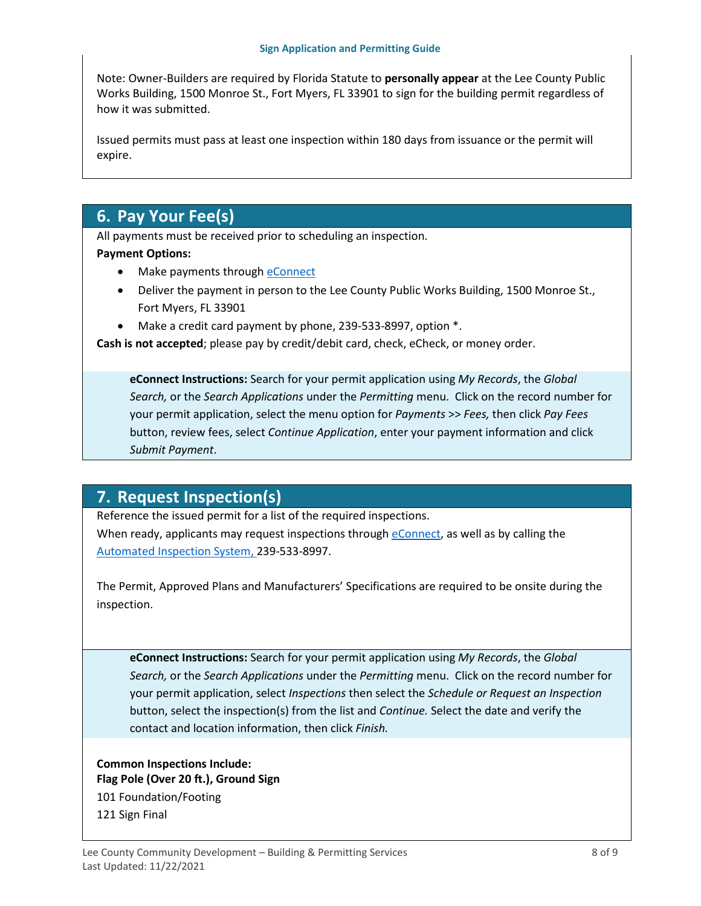Note: Owner-Builders are required by Florida Statute to **personally appear** at the Lee County Public Works Building, 1500 Monroe St., Fort Myers, FL 33901 to sign for the building permit regardless of how it was submitted.

Issued permits must pass at least one inspection within 180 days from issuance or the permit will expire.

## 6. Pay Your Fee(s)

All payments must be received prior to scheduling an inspection.

**Payment Options:**

- Make payments through eConnect
- Deliver the payment in person to the Lee County Public Works Building, 1500 Monroe St., Fort Myers, FL 33901
- Make a credit card payment by phone, 239-533-8997, option *.

**Cash is not accepted**; please pay by credit/debit card, check, eCheck, or money order.

**eConnect Instructions:** Search for your permit application using *My Records*, the *Global Search,* or the *Search Applications* under the *Permitting* menu. Click on the record number for your permit application, select the menu option for *Payments* >> *Fees,* then click *Pay Fees* button, review fees, select *Continue Application*, enter your payment information and click *Submit Payment*.

## 7. Request Inspection(s)

Reference the issued permit for a list of the required inspections.
When ready, applicants may request inspections through eConnect, as well as by calling the Automated Inspection System, 239-533-8997.

The Permit, Approved Plans and Manufacturers' Specifications are required to be onsite during the inspection.

**eConnect Instructions:** Search for your permit application using *My Records*, the *Global Search,* or the *Search Applications* under the *Permitting* menu. Click on the record number for your permit application, select *Inspections* then select the *Schedule or Request an Inspection* button, select the inspection(s) from the list and *Continue.* Select the date and verify the contact and location information, then click *Finish.*

**Common Inspections Include:**
**Flag Pole (Over 20 ft.), Ground Sign**
101 Foundation/Footing
121 Sign Final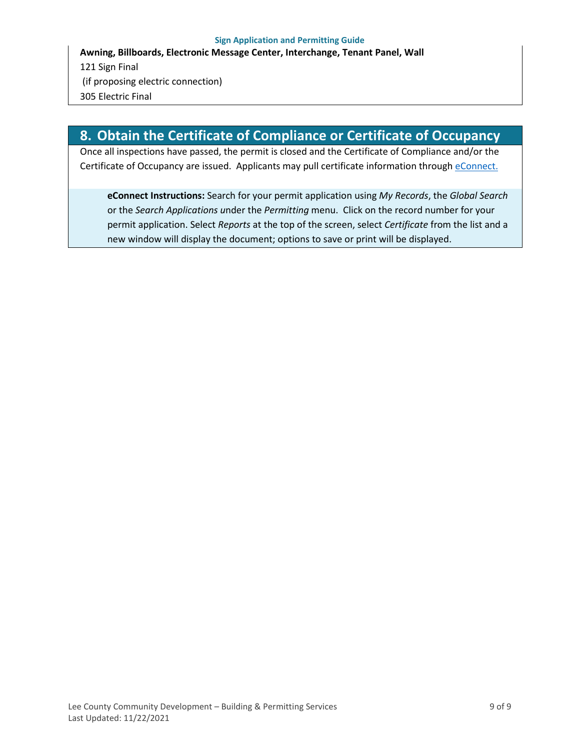**Awning, Billboards, Electronic Message Center, Interchange, Tenant Panel, Wall**

121 Sign Final

(if proposing electric connection)

305 Electric Final

## 8. Obtain the Certificate of Compliance or Certificate of Occupancy

Once all inspections have passed, the permit is closed and the Certificate of Compliance and/or the Certificate of Occupancy are issued. Applicants may pull certificate information through eConnect.

> **eConnect Instructions:** Search for your permit application using *My Records*, the *Global Search* or the *Search Applications* under the *Permitting* menu. Click on the record number for your permit application. Select *Reports* at the top of the screen, select *Certificate* from the list and a new window will display the document; options to save or print will be displayed.